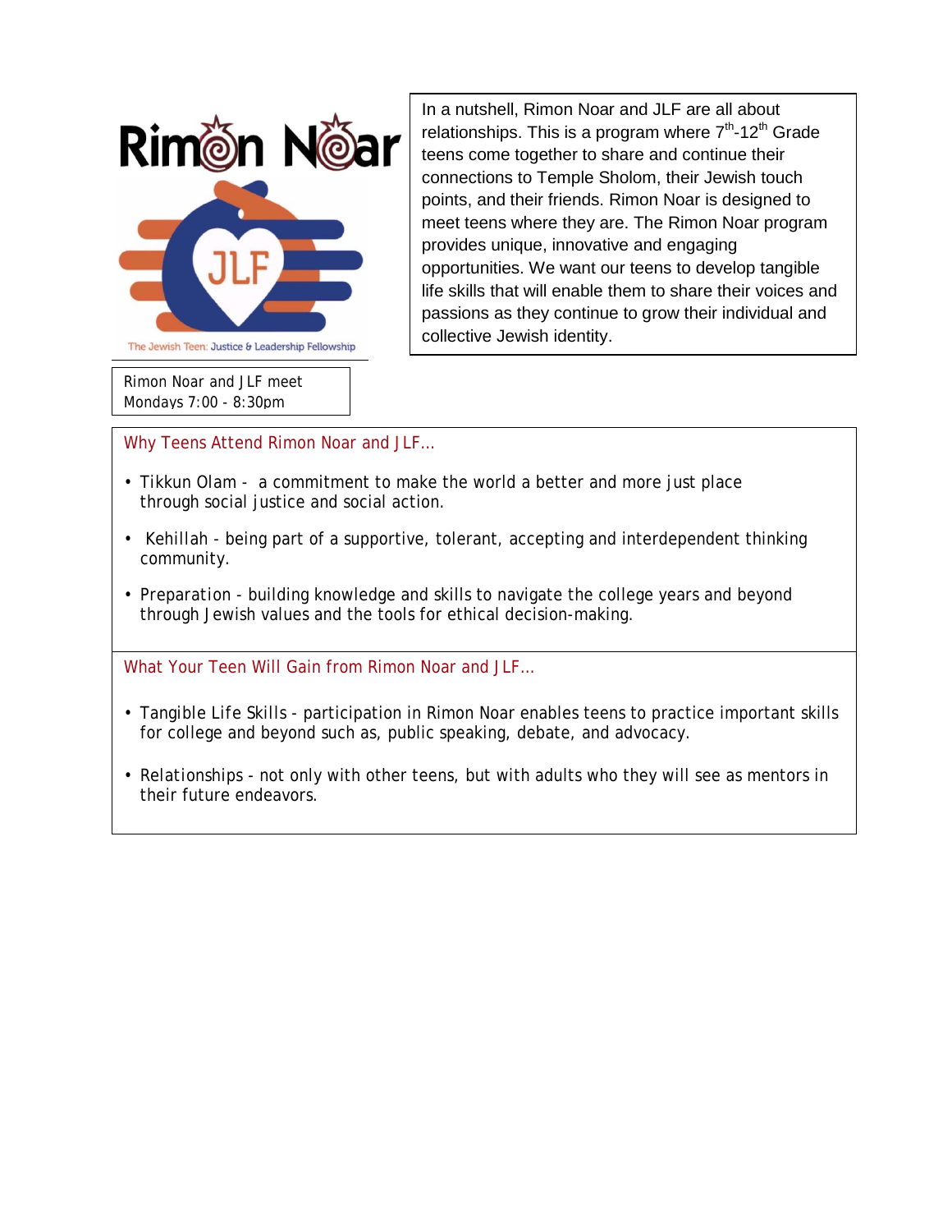Rimon Noar

JLF

The Jewish Teen: Justice & Leadership Fellowship

In a nutshell, Rimon Noar and JLF are all about relationships. This is a program where 7th-12th Grade teens come together to share and continue their connections to Temple Sholom, their Jewish touch points, and their friends. Rimon Noar is designed to meet teens where they are. The Rimon Noar program provides unique, innovative and engaging opportunities. We want our teens to develop tangible life skills that will enable them to share their voices and passions as they continue to grow their individual and collective Jewish identity.

Rimon Noar and JLF meet Mondays 7:00 - 8:30pm

## Why Teens Attend Rimon Noar and JLF...

- Tikkun Olam - a commitment to make the world a better and more just place through social justice and social action.
- Kehillah - being part of a supportive, tolerant, accepting and interdependent thinking community.
- Preparation - building knowledge and skills to navigate the college years and beyond through Jewish values and the tools for ethical decision-making.

## What Your Teen Will Gain from Rimon Noar and JLF...

- Tangible Life Skills - participation in Rimon Noar enables teens to practice important skills for college and beyond such as, public speaking, debate, and advocacy.
- Relationships - not only with other teens, but with adults who they will see as mentors in their future endeavors.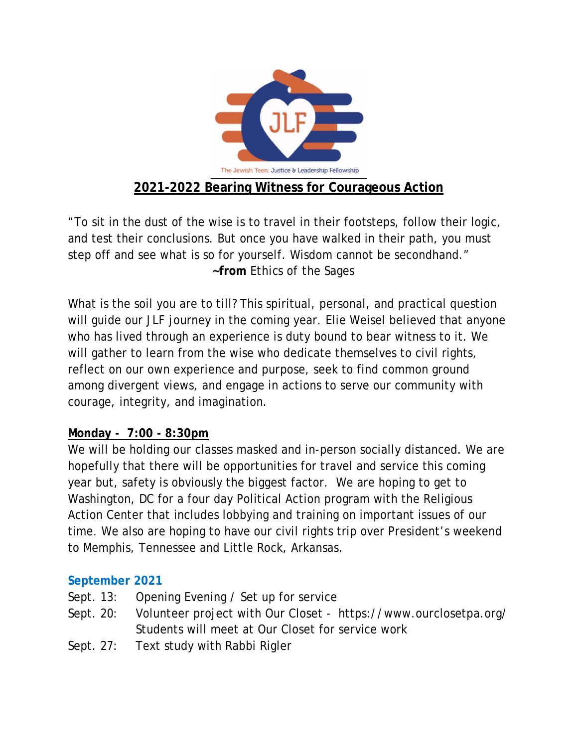The Jewish Teen: Justice & Leadership Fellowship

## 2021-2022 Bearing Witness for Courageous Action

"To sit in the dust of the wise is to travel in their footsteps, follow their logic, and test their conclusions. But once you have walked in their path, you must step off and see what is so for yourself. Wisdom cannot be secondhand."
**~from** Ethics of the Sages

What is the soil you are to till? This spiritual, personal, and practical question will guide our JLF journey in the coming year. Elie Weisel believed that anyone who has lived through an experience is duty bound to bear witness to it. We will gather to learn from the wise who dedicate themselves to civil rights, reflect on our own experience and purpose, seek to find common ground among divergent views, and engage in actions to serve our community with courage, integrity, and imagination.

**Monday - 7:00 - 8:30pm**

We will be holding our classes masked and in-person socially distanced. We are hopefully that there will be opportunities for travel and service this coming year but, safety is obviously the biggest factor. We are hoping to get to Washington, DC for a four day Political Action program with the Religious Action Center that includes lobbying and training on important issues of our time. We also are hoping to have our civil rights trip over President's weekend to Memphis, Tennessee and Little Rock, Arkansas.

### September 2021

Sept. 13: Opening Evening / Set up for service
Sept. 20: Volunteer project with Our Closet - https://www.ourclosetpa.org/
Students will meet at Our Closet for service work
Sept. 27: Text study with Rabbi Rigler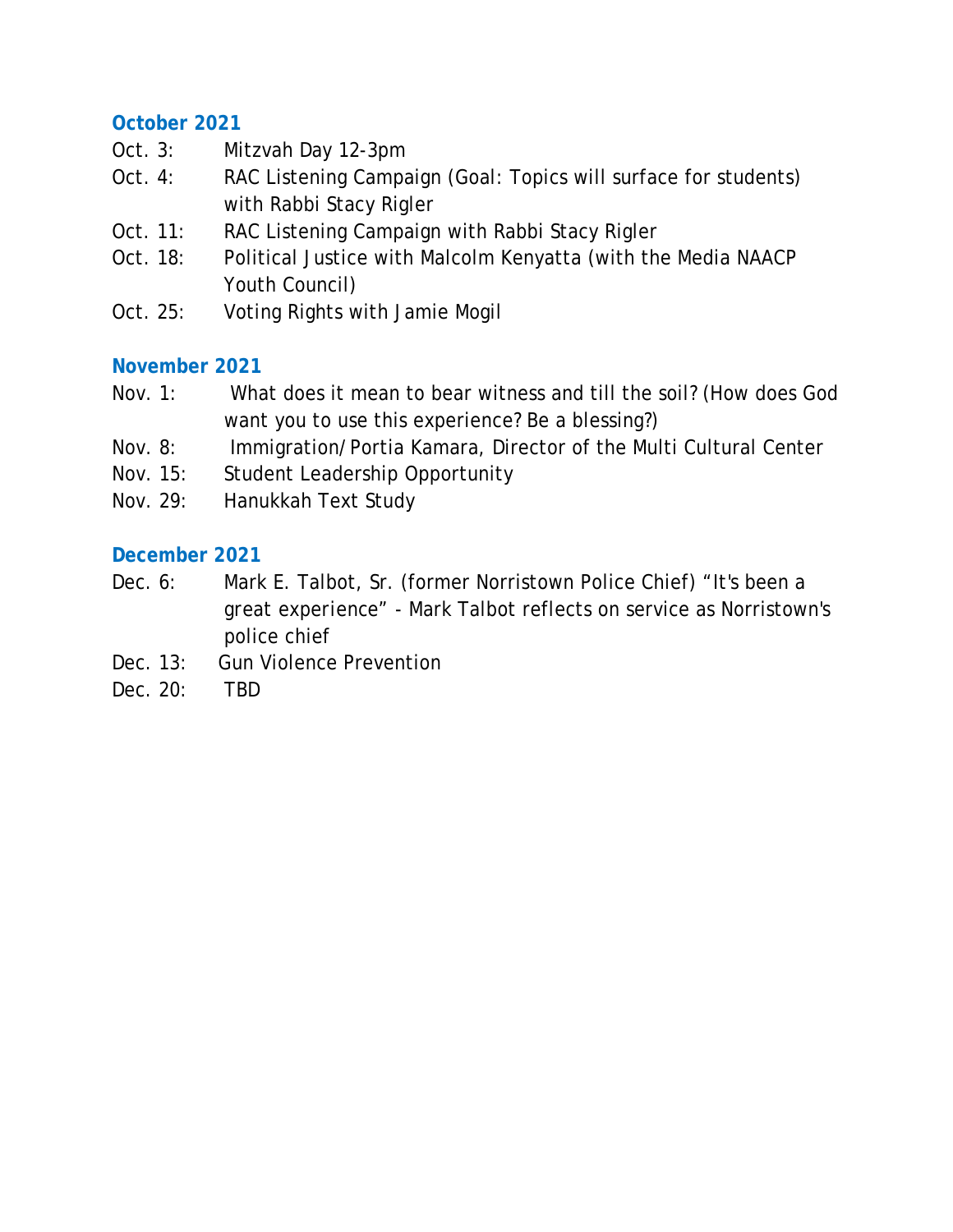### October 2021

Oct. 3: Mitzvah Day 12-3pm
Oct. 4: RAC Listening Campaign (Goal: Topics will surface for students) with Rabbi Stacy Rigler
Oct. 11: RAC Listening Campaign with Rabbi Stacy Rigler
Oct. 18: Political Justice with Malcolm Kenyatta (with the Media NAACP Youth Council)
Oct. 25: Voting Rights with Jamie Mogil

### November 2021

Nov. 1: What does it mean to bear witness and till the soil? (How does God want you to use this experience? Be a blessing?)
Nov. 8: Immigration/Portia Kamara, Director of the Multi Cultural Center
Nov. 15: Student Leadership Opportunity
Nov. 29: Hanukkah Text Study

### December 2021

Dec. 6: Mark E. Talbot, Sr. (former Norristown Police Chief) "It's been a great experience" - Mark Talbot reflects on service as Norristown's police chief
Dec. 13: Gun Violence Prevention
Dec. 20: TBD